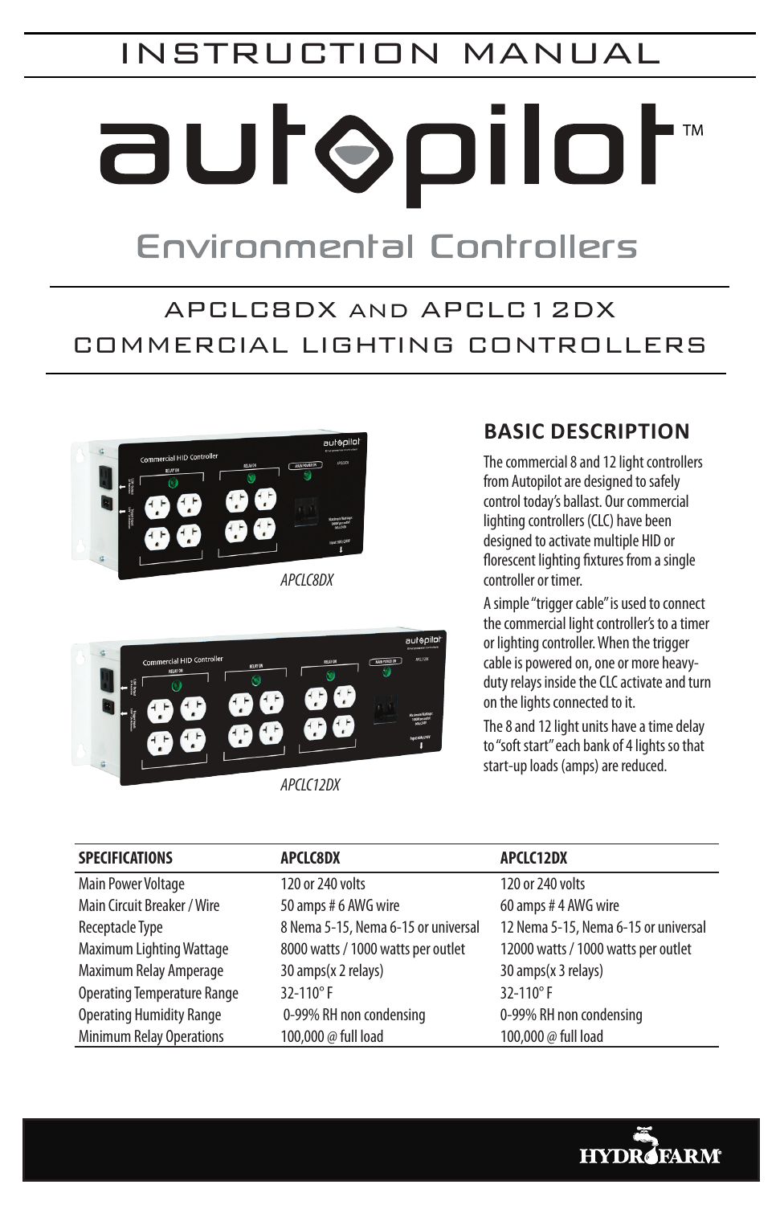# INSTRUCTION MANUAL

# autopilot™

## Environmental Controllers

## APCLC8DX AND APCLC12DX COMMERCIAL LIGHTING CONTROLLERS

*APCLC8DX*

*APCLC12DX*

## BASIC DESCRIPTION

The commercial 8 and 12 light controllers from Autopilot are designed to safely control today's ballast. Our commercial lighting controllers (CLC) have been designed to activate multiple HID or florescent lighting fixtures from a single controller or timer.

A simple "trigger cable" is used to connect the commercial light controller's to a timer or lighting controller. When the trigger cable is powered on, one or more heavy-duty relays inside the CLC activate and turn on the lights connected to it.

The 8 and 12 light units have a time delay to "soft start" each bank of 4 lights so that start-up loads (amps) are reduced.

| SPECIFICATIONS | APCLC8DX | APCLC12DX |
|---|---|---|
| Main Power Voltage | 120 or 240 volts | 120 or 240 volts |
| Main Circuit Breaker / Wire | 50 amps # 6 AWG wire | 60 amps # 4 AWG wire |
| Receptacle Type | 8 Nema 5-15, Nema 6-15 or universal | 12 Nema 5-15, Nema 6-15 or universal |
| Maximum Lighting Wattage | 8000 watts / 1000 watts per outlet | 12000 watts / 1000 watts per outlet |
| Maximum Relay Amperage | 30 amps(x 2 relays) | 30 amps(x 3 relays) |
| Operating Temperature Range | 32-110° F | 32-110° F |
| Operating Humidity Range | 0-99% RH non condensing | 0-99% RH non condensing |
| Minimum Relay Operations | 100,000 @ full load | 100,000 @ full load |

HYDROFARM®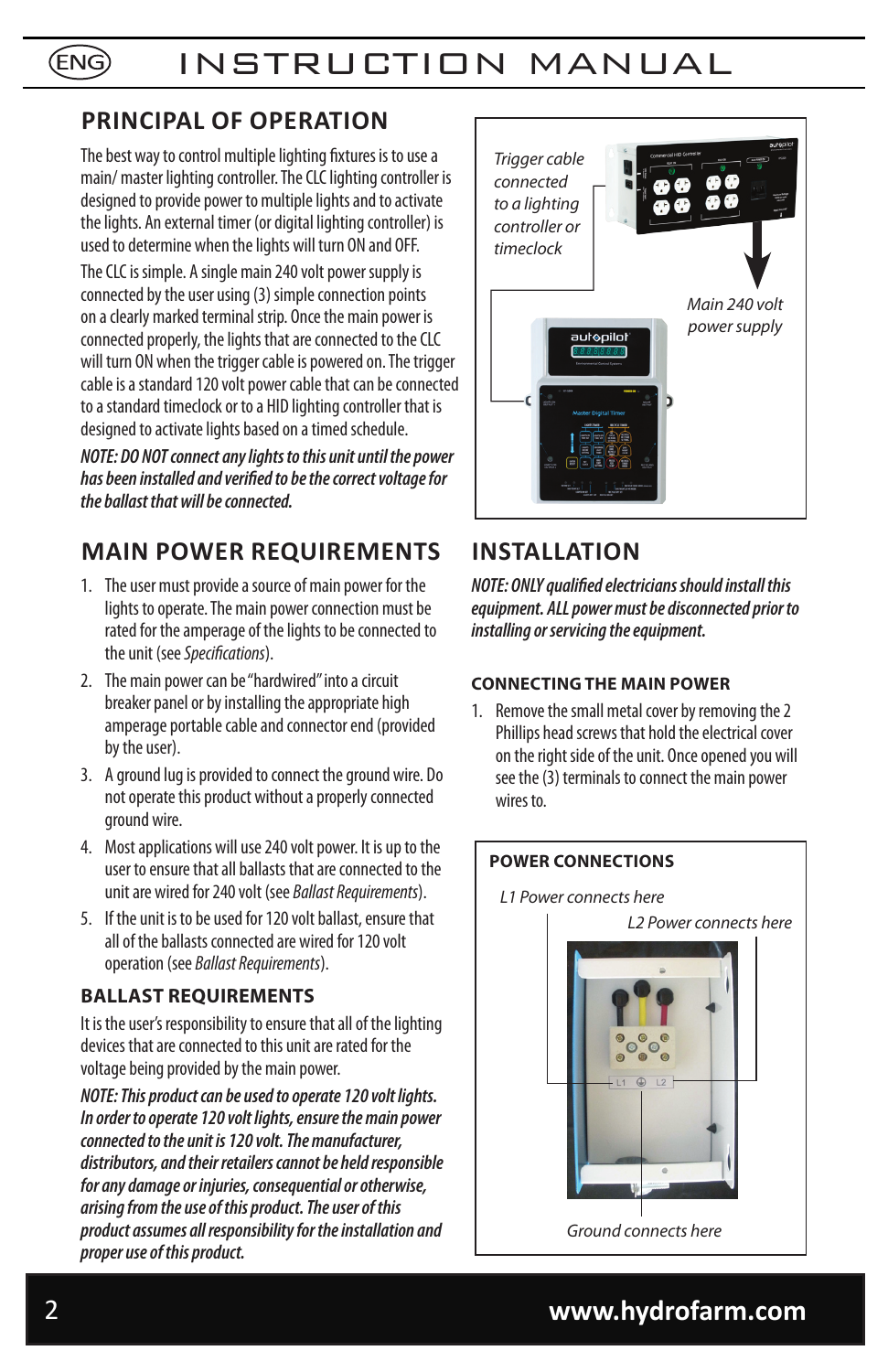# INSTRUCTION MANUAL

## PRINCIPAL OF OPERATION

The best way to control multiple lighting fixtures is to use a main/ master lighting controller. The CLC lighting controller is designed to provide power to multiple lights and to activate the lights. An external timer (or digital lighting controller) is used to determine when the lights will turn ON and OFF.

The CLC is simple. A single main 240 volt power supply is connected by the user using (3) simple connection points on a clearly marked terminal strip. Once the main power is connected properly, the lights that are connected to the CLC will turn ON when the trigger cable is powered on. The trigger cable is a standard 120 volt power cable that can be connected to a standard timeclock or to a HID lighting controller that is designed to activate lights based on a timed schedule.

***NOTE: DO NOT connect any lights to this unit until the power has been installed and verified to be the correct voltage for the ballast that will be connected.***

Trigger cable connected to a lighting controller or timeclock

Main 240 volt power supply

## MAIN POWER REQUIREMENTS

1. The user must provide a source of main power for the lights to operate. The main power connection must be rated for the amperage of the lights to be connected to the unit (see *Specifications*).
2. The main power can be "hardwired" into a circuit breaker panel or by installing the appropriate high amperage portable cable and connector end (provided by the user).
3. A ground lug is provided to connect the ground wire. Do not operate this product without a properly connected ground wire.
4. Most applications will use 240 volt power. It is up to the user to ensure that all ballasts that are connected to the unit are wired for 240 volt (see *Ballast Requirements*).
5. If the unit is to be used for 120 volt ballast, ensure that all of the ballasts connected are wired for 120 volt operation (see *Ballast Requirements*).

### BALLAST REQUIREMENTS

It is the user's responsibility to ensure that all of the lighting devices that are connected to this unit are rated for the voltage being provided by the main power.

***NOTE: This product can be used to operate 120 volt lights. In order to operate 120 volt lights, ensure the main power connected to the unit is 120 volt. The manufacturer, distributors, and their retailers cannot be held responsible for any damage or injuries, consequential or otherwise, arising from the use of this product. The user of this product assumes all responsibility for the installation and proper use of this product.***

## INSTALLATION

***NOTE: ONLY qualified electricians should install this equipment. ALL power must be disconnected prior to installing or servicing the equipment.***

### CONNECTING THE MAIN POWER

1. Remove the small metal cover by removing the 2 Phillips head screws that hold the electrical cover on the right side of the unit. Once opened you will see the (3) terminals to connect the main power wires to.

### POWER CONNECTIONS

L1 Power connects here

L2 Power connects here

Ground connects here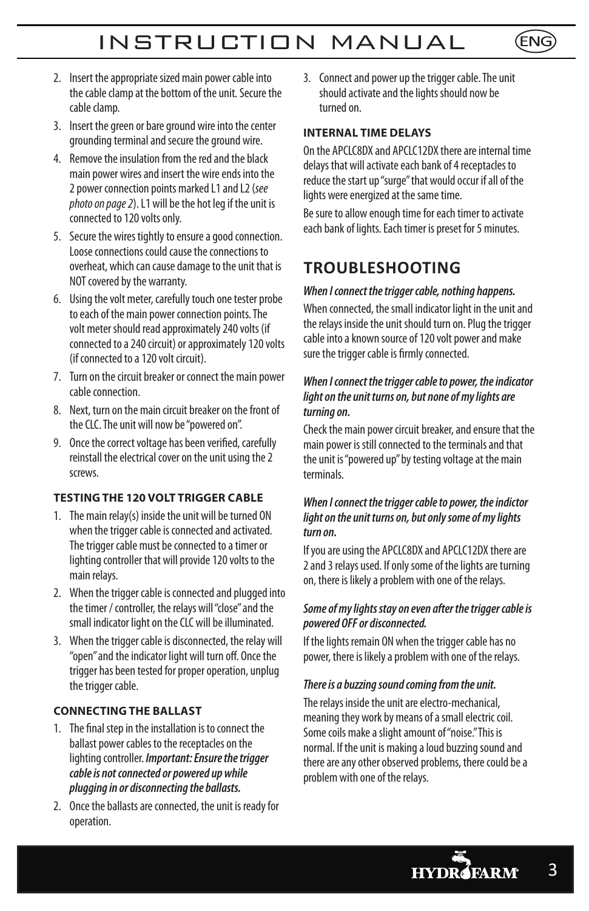2. Insert the appropriate sized main power cable into the cable clamp at the bottom of the unit. Secure the cable clamp.
3. Insert the green or bare ground wire into the center grounding terminal and secure the ground wire.
4. Remove the insulation from the red and the black main power wires and insert the wire ends into the 2 power connection points marked L1 and L2 (*see photo on page 2*). L1 will be the hot leg if the unit is connected to 120 volts only.
5. Secure the wires tightly to ensure a good connection. Loose connections could cause the connections to overheat, which can cause damage to the unit that is NOT covered by the warranty.
6. Using the volt meter, carefully touch one tester probe to each of the main power connection points. The volt meter should read approximately 240 volts (if connected to a 240 circuit) or approximately 120 volts (if connected to a 120 volt circuit).
7. Turn on the circuit breaker or connect the main power cable connection.
8. Next, turn on the main circuit breaker on the front of the CLC. The unit will now be "powered on".
9. Once the correct voltage has been verified, carefully reinstall the electrical cover on the unit using the 2 screws.

#### TESTING THE 120 VOLT TRIGGER CABLE

1. The main relay(s) inside the unit will be turned ON when the trigger cable is connected and activated. The trigger cable must be connected to a timer or lighting controller that will provide 120 volts to the main relays.
2. When the trigger cable is connected and plugged into the timer / controller, the relays will "close" and the small indicator light on the CLC will be illuminated.
3. When the trigger cable is disconnected, the relay will "open" and the indicator light will turn off. Once the trigger has been tested for proper operation, unplug the trigger cable.

#### CONNECTING THE BALLAST

1. The final step in the installation is to connect the ballast power cables to the receptacles on the lighting controller. ***Important: Ensure the trigger cable is not connected or powered up while plugging in or disconnecting the ballasts.***
2. Once the ballasts are connected, the unit is ready for operation.
3. Connect and power up the trigger cable. The unit should activate and the lights should now be turned on.

#### INTERNAL TIME DELAYS

On the APCLC8DX and APCLC12DX there are internal time delays that will activate each bank of 4 receptacles to reduce the start up "surge" that would occur if all of the lights were energized at the same time.

Be sure to allow enough time for each timer to activate each bank of lights. Each timer is preset for 5 minutes.

## TROUBLESHOOTING

***When I connect the trigger cable, nothing happens.***

When connected, the small indicator light in the unit and the relays inside the unit should turn on. Plug the trigger cable into a known source of 120 volt power and make sure the trigger cable is firmly connected.

***When I connect the trigger cable to power, the indicator light on the unit turns on, but none of my lights are turning on.***

Check the main power circuit breaker, and ensure that the main power is still connected to the terminals and that the unit is "powered up" by testing voltage at the main terminals.

***When I connect the trigger cable to power, the indictor light on the unit turns on, but only some of my lights turn on.***

If you are using the APCLC8DX and APCLC12DX there are 2 and 3 relays used. If only some of the lights are turning on, there is likely a problem with one of the relays.

***Some of my lights stay on even after the trigger cable is powered OFF or disconnected.***

If the lights remain ON when the trigger cable has no power, there is likely a problem with one of the relays.

***There is a buzzing sound coming from the unit.***

The relays inside the unit are electro-mechanical, meaning they work by means of a small electric coil. Some coils make a slight amount of "noise." This is normal. If the unit is making a loud buzzing sound and there are any other observed problems, there could be a problem with one of the relays.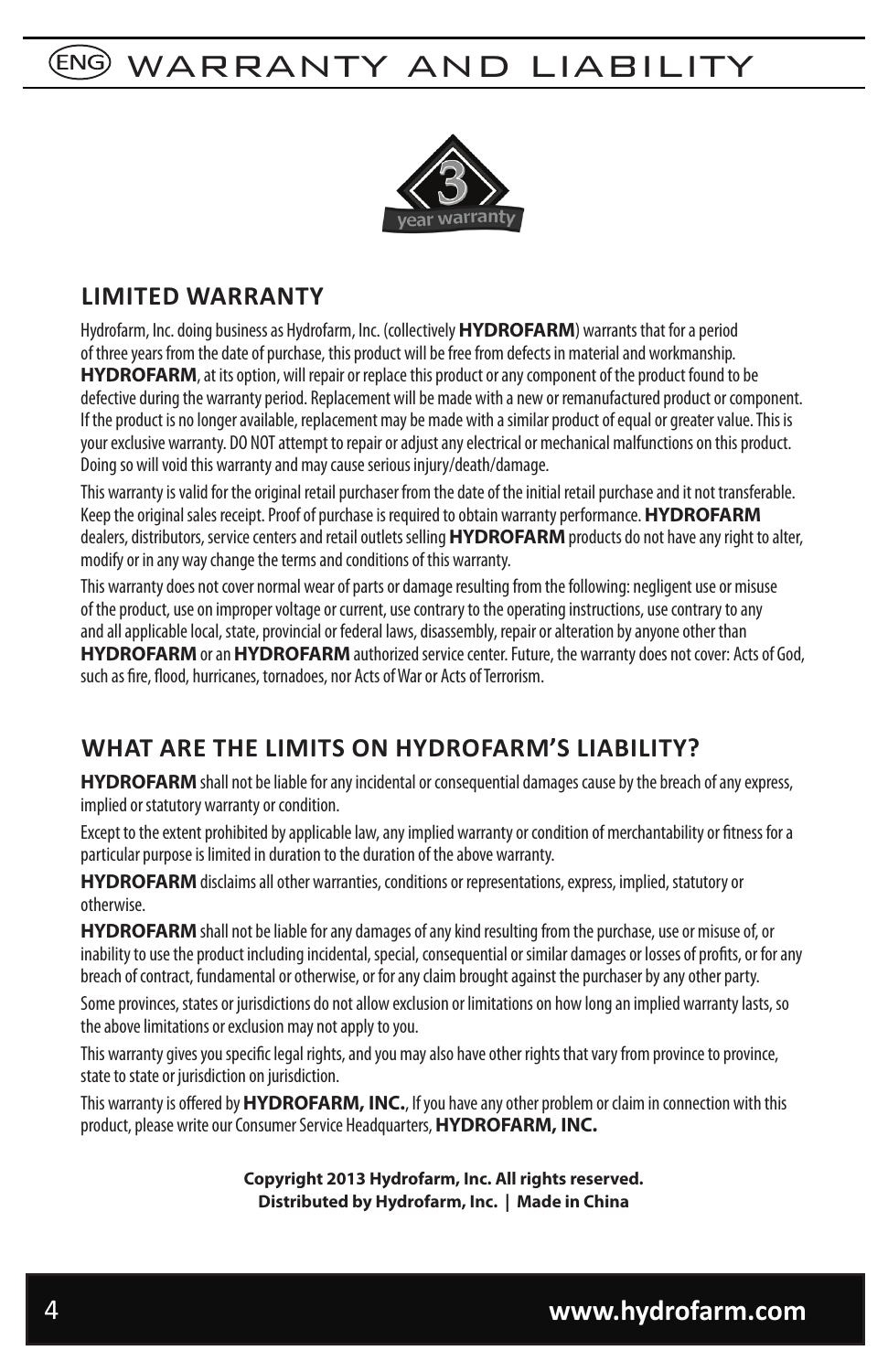# WARRANTY AND LIABILITY

## LIMITED WARRANTY

Hydrofarm, Inc. doing business as Hydrofarm, Inc. (collectively **HYDROFARM**) warrants that for a period of three years from the date of purchase, this product will be free from defects in material and workmanship. **HYDROFARM**, at its option, will repair or replace this product or any component of the product found to be defective during the warranty period. Replacement will be made with a new or remanufactured product or component. If the product is no longer available, replacement may be made with a similar product of equal or greater value. This is your exclusive warranty. DO NOT attempt to repair or adjust any electrical or mechanical malfunctions on this product. Doing so will void this warranty and may cause serious injury/death/damage.

This warranty is valid for the original retail purchaser from the date of the initial retail purchase and it not transferable. Keep the original sales receipt. Proof of purchase is required to obtain warranty performance. **HYDROFARM** dealers, distributors, service centers and retail outlets selling **HYDROFARM** products do not have any right to alter, modify or in any way change the terms and conditions of this warranty.

This warranty does not cover normal wear of parts or damage resulting from the following: negligent use or misuse of the product, use on improper voltage or current, use contrary to the operating instructions, use contrary to any and all applicable local, state, provincial or federal laws, disassembly, repair or alteration by anyone other than **HYDROFARM** or an **HYDROFARM** authorized service center. Future, the warranty does not cover: Acts of God, such as fire, flood, hurricanes, tornadoes, nor Acts of War or Acts of Terrorism.

## WHAT ARE THE LIMITS ON HYDROFARM'S LIABILITY?

**HYDROFARM** shall not be liable for any incidental or consequential damages cause by the breach of any express, implied or statutory warranty or condition.

Except to the extent prohibited by applicable law, any implied warranty or condition of merchantability or fitness for a particular purpose is limited in duration to the duration of the above warranty.

**HYDROFARM** disclaims all other warranties, conditions or representations, express, implied, statutory or otherwise.

**HYDROFARM** shall not be liable for any damages of any kind resulting from the purchase, use or misuse of, or inability to use the product including incidental, special, consequential or similar damages or losses of profits, or for any breach of contract, fundamental or otherwise, or for any claim brought against the purchaser by any other party.

Some provinces, states or jurisdictions do not allow exclusion or limitations on how long an implied warranty lasts, so the above limitations or exclusion may not apply to you.

This warranty gives you specific legal rights, and you may also have other rights that vary from province to province, state to state or jurisdiction on jurisdiction.

This warranty is offered by **HYDROFARM, INC.**, If you have any other problem or claim in connection with this product, please write our Consumer Service Headquarters, **HYDROFARM, INC.**

**Copyright 2013 Hydrofarm, Inc. All rights reserved.**
**Distributed by Hydrofarm, Inc. | Made in China**

**www.hydrofarm.com**